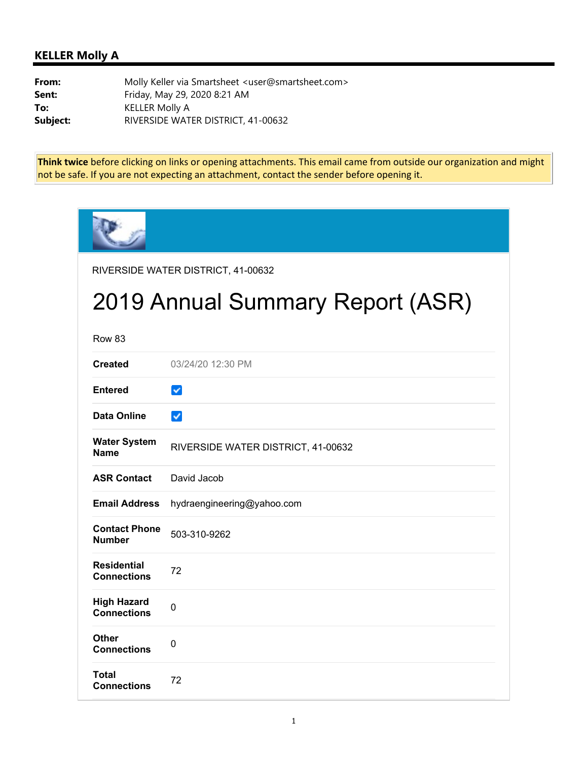## KELLER Molly A

**From:** Molly Keller via Smartsheet <user@smartsheet.com>
**Sent:** Friday, May 29, 2020 8:21 AM
**To:** KELLER Molly A
**Subject:** RIVERSIDE WATER DISTRICT, 41-00632

**Think twice** before clicking on links or opening attachments. This email came from outside our organization and might not be safe. If you are not expecting an attachment, contact the sender before opening it.

RIVERSIDE WATER DISTRICT, 41-00632

# 2019 Annual Summary Report (ASR)

Row 83

| | |
|---|---|
| **Created** | 03/24/20 12:30 PM |
| **Entered** | ☑ |
| **Data Online** | ☑ |
| **Water System Name** | RIVERSIDE WATER DISTRICT, 41-00632 |
| **ASR Contact** | David Jacob |
| **Email Address** | hydraengineering@yahoo.com |
| **Contact Phone Number** | 503-310-9262 |
| **Residential Connections** | 72 |
| **High Hazard Connections** | 0 |
| **Other Connections** | 0 |
| **Total Connections** | 72 |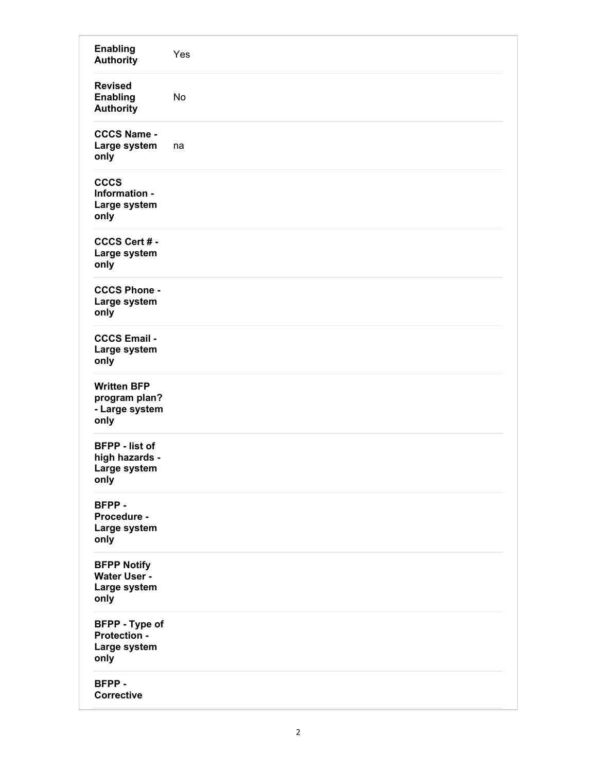| | |
|---|---|
| **Enabling Authority** | Yes |
| **Revised Enabling Authority** | No |
| **CCCS Name - Large system only** | na |
| **CCCS Information - Large system only** | |
| **CCCS Cert # - Large system only** | |
| **CCCS Phone - Large system only** | |
| **CCCS Email - Large system only** | |
| **Written BFP program plan? - Large system only** | |
| **BFPP - list of high hazards - Large system only** | |
| **BFPP - Procedure - Large system only** | |
| **BFPP Notify Water User - Large system only** | |
| **BFPP - Type of Protection - Large system only** | |
| **BFPP - Corrective** | |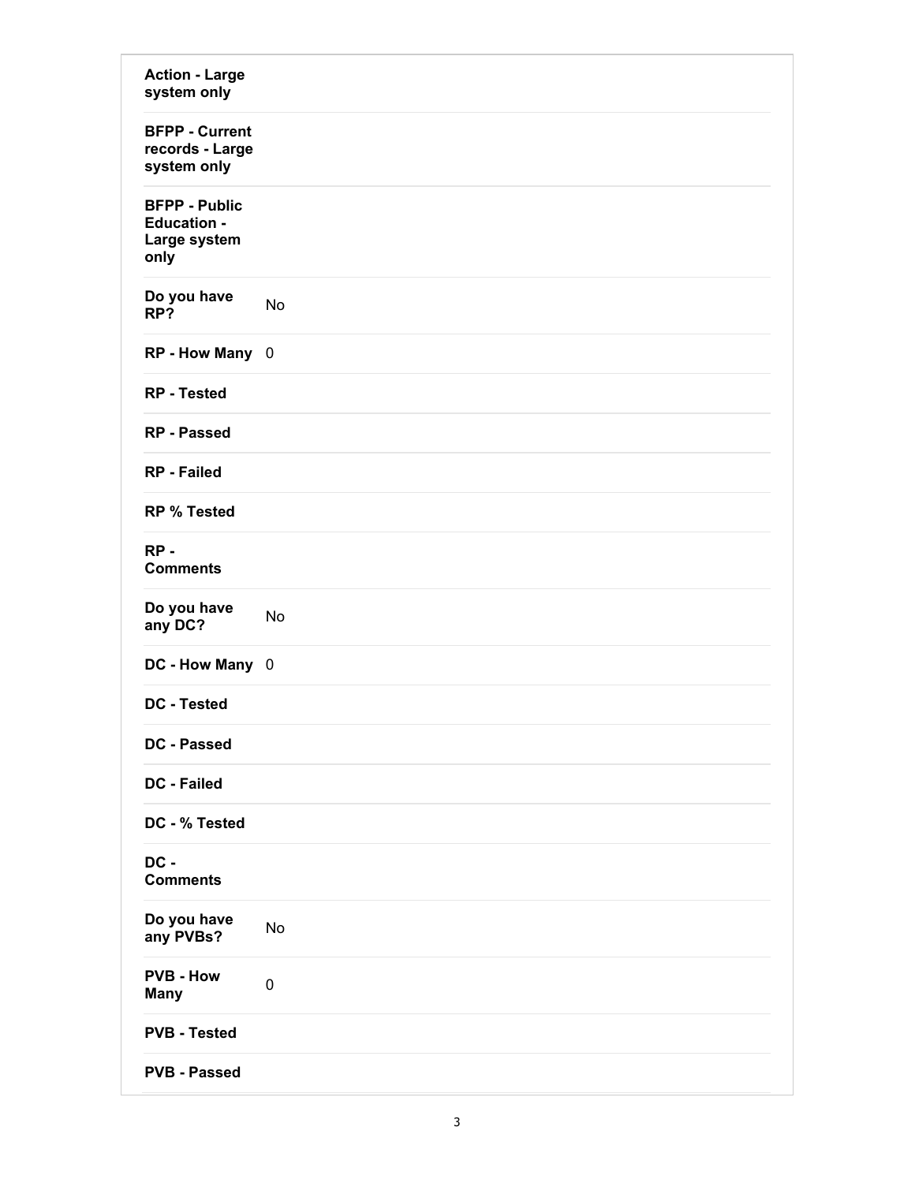| | |
|---|---|
| **Action - Large system only** | |
| **BFPP - Current records - Large system only** | |
| **BFPP - Public Education - Large system only** | |
| **Do you have RP?** | No |
| **RP - How Many** | 0 |
| **RP - Tested** | |
| **RP - Passed** | |
| **RP - Failed** | |
| **RP % Tested** | |
| **RP - Comments** | |
| **Do you have any DC?** | No |
| **DC - How Many** | 0 |
| **DC - Tested** | |
| **DC - Passed** | |
| **DC - Failed** | |
| **DC - % Tested** | |
| **DC - Comments** | |
| **Do you have any PVBs?** | No |
| **PVB - How Many** | 0 |
| **PVB - Tested** | |
| **PVB - Passed** | |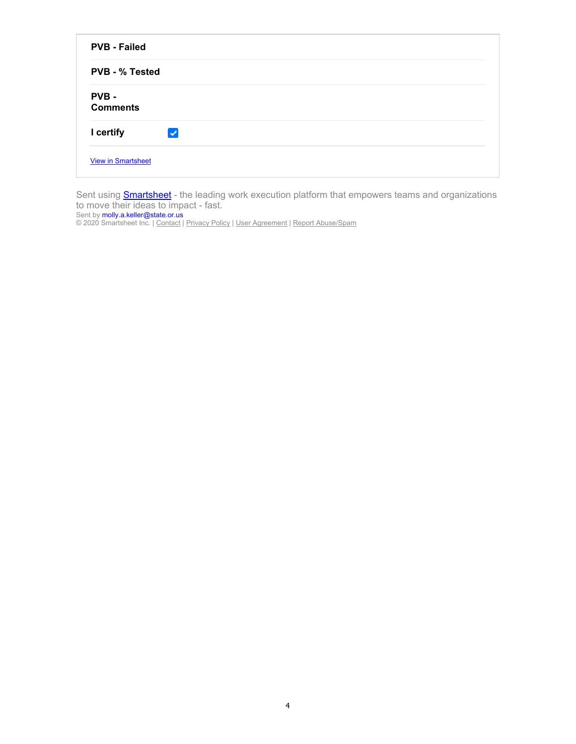| | |
|---|---|
| **PVB - Failed** | |
| **PVB - % Tested** | |
| **PVB - Comments** | |
| **I certify** | ☑ |

View in Smartsheet

Sent using Smartsheet - the leading work execution platform that empowers teams and organizations to move their ideas to impact - fast.
Sent by molly.a.keller@state.or.us
© 2020 Smartsheet Inc. | Contact | Privacy Policy | User Agreement | Report Abuse/Spam